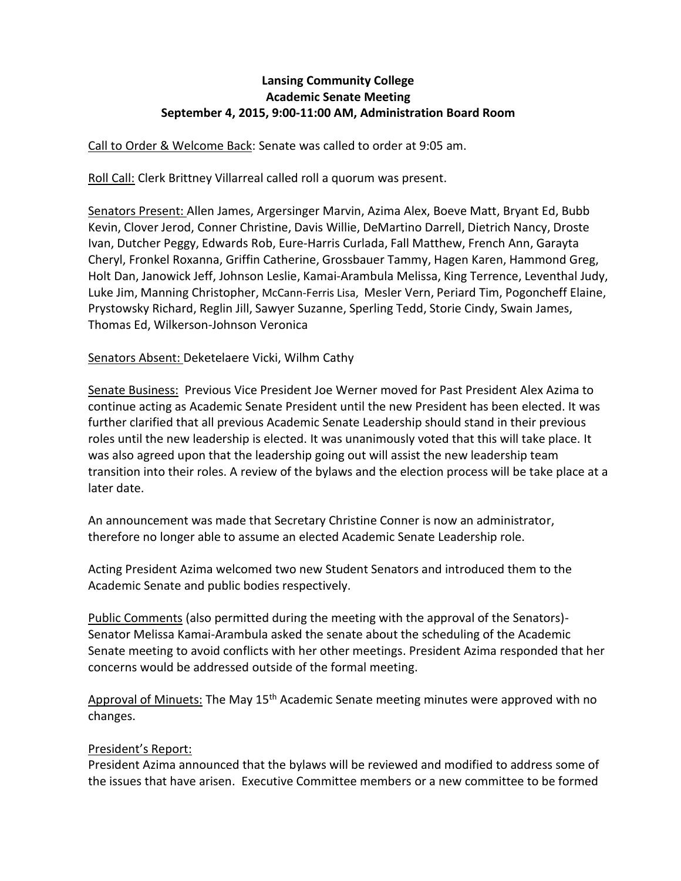**Lansing Community College**
**Academic Senate Meeting**
**September 4, 2015, 9:00-11:00 AM, Administration Board Room**

Call to Order & Welcome Back: Senate was called to order at 9:05 am.

Roll Call: Clerk Brittney Villarreal called roll a quorum was present.

Senators Present: Allen James, Argersinger Marvin, Azima Alex, Boeve Matt, Bryant Ed, Bubb Kevin, Clover Jerod, Conner Christine, Davis Willie, DeMartino Darrell, Dietrich Nancy, Droste Ivan, Dutcher Peggy, Edwards Rob, Eure-Harris Curlada, Fall Matthew, French Ann, Garayta Cheryl, Fronkel Roxanna, Griffin Catherine, Grossbauer Tammy, Hagen Karen, Hammond Greg, Holt Dan, Janowick Jeff, Johnson Leslie, Kamai-Arambula Melissa, King Terrence, Leventhal Judy, Luke Jim, Manning Christopher, McCann-Ferris Lisa, Mesler Vern, Periard Tim, Pogoncheff Elaine, Prystowsky Richard, Reglin Jill, Sawyer Suzanne, Sperling Tedd, Storie Cindy, Swain James, Thomas Ed, Wilkerson-Johnson Veronica

Senators Absent: Deketelaere Vicki, Wilhm Cathy

Senate Business: Previous Vice President Joe Werner moved for Past President Alex Azima to continue acting as Academic Senate President until the new President has been elected. It was further clarified that all previous Academic Senate Leadership should stand in their previous roles until the new leadership is elected. It was unanimously voted that this will take place. It was also agreed upon that the leadership going out will assist the new leadership team transition into their roles. A review of the bylaws and the election process will be take place at a later date.

An announcement was made that Secretary Christine Conner is now an administrator, therefore no longer able to assume an elected Academic Senate Leadership role.

Acting President Azima welcomed two new Student Senators and introduced them to the Academic Senate and public bodies respectively.

Public Comments (also permitted during the meeting with the approval of the Senators)- Senator Melissa Kamai-Arambula asked the senate about the scheduling of the Academic Senate meeting to avoid conflicts with her other meetings. President Azima responded that her concerns would be addressed outside of the formal meeting.

Approval of Minuets: The May 15th Academic Senate meeting minutes were approved with no changes.

President's Report:
President Azima announced that the bylaws will be reviewed and modified to address some of the issues that have arisen. Executive Committee members or a new committee to be formed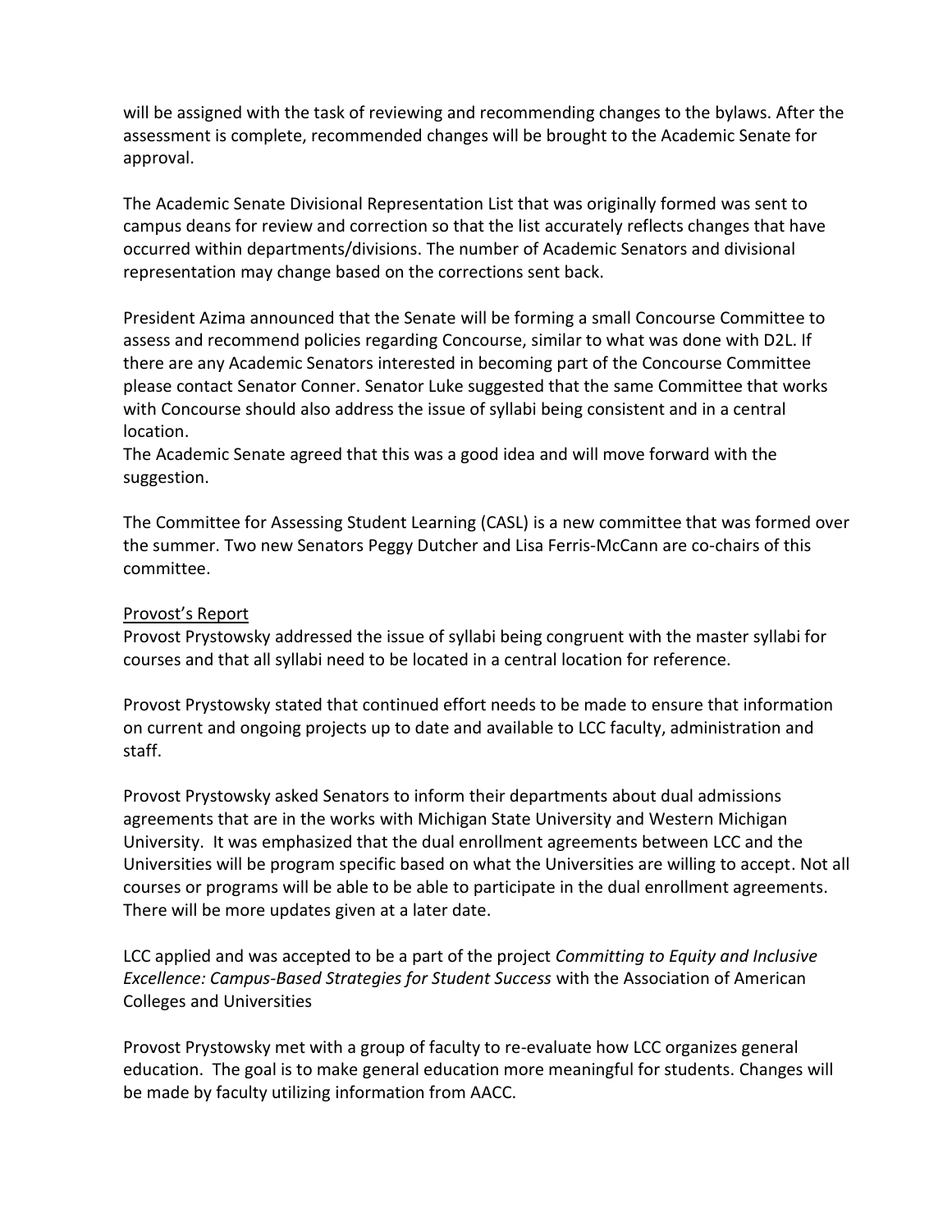will be assigned with the task of reviewing and recommending changes to the bylaws. After the assessment is complete, recommended changes will be brought to the Academic Senate for approval.

The Academic Senate Divisional Representation List that was originally formed was sent to campus deans for review and correction so that the list accurately reflects changes that have occurred within departments/divisions. The number of Academic Senators and divisional representation may change based on the corrections sent back.

President Azima announced that the Senate will be forming a small Concourse Committee to assess and recommend policies regarding Concourse, similar to what was done with D2L. If there are any Academic Senators interested in becoming part of the Concourse Committee please contact Senator Conner. Senator Luke suggested that the same Committee that works with Concourse should also address the issue of syllabi being consistent and in a central location.
The Academic Senate agreed that this was a good idea and will move forward with the suggestion.

The Committee for Assessing Student Learning (CASL) is a new committee that was formed over the summer. Two new Senators Peggy Dutcher and Lisa Ferris-McCann are co-chairs of this committee.

<u>Provost's Report</u>
Provost Prystowsky addressed the issue of syllabi being congruent with the master syllabi for courses and that all syllabi need to be located in a central location for reference.

Provost Prystowsky stated that continued effort needs to be made to ensure that information on current and ongoing projects up to date and available to LCC faculty, administration and staff.

Provost Prystowsky asked Senators to inform their departments about dual admissions agreements that are in the works with Michigan State University and Western Michigan University. It was emphasized that the dual enrollment agreements between LCC and the Universities will be program specific based on what the Universities are willing to accept. Not all courses or programs will be able to be able to participate in the dual enrollment agreements. There will be more updates given at a later date.

LCC applied and was accepted to be a part of the project *Committing to Equity and Inclusive Excellence: Campus-Based Strategies for Student Success* with the Association of American Colleges and Universities

Provost Prystowsky met with a group of faculty to re-evaluate how LCC organizes general education. The goal is to make general education more meaningful for students. Changes will be made by faculty utilizing information from AACC.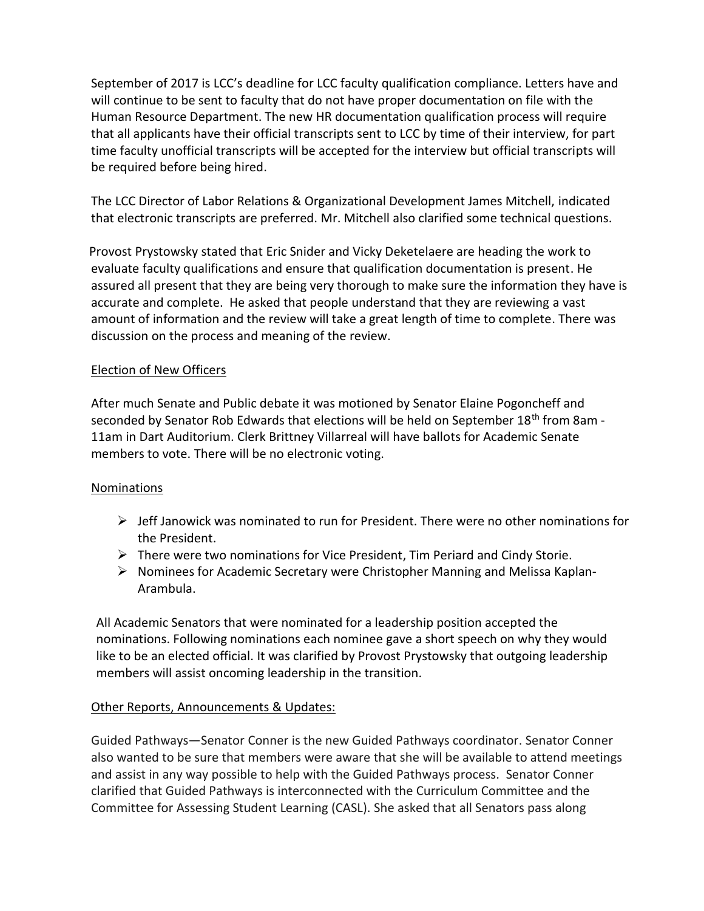September of 2017 is LCC's deadline for LCC faculty qualification compliance. Letters have and will continue to be sent to faculty that do not have proper documentation on file with the Human Resource Department. The new HR documentation qualification process will require that all applicants have their official transcripts sent to LCC by time of their interview, for part time faculty unofficial transcripts will be accepted for the interview but official transcripts will be required before being hired.

The LCC Director of Labor Relations & Organizational Development James Mitchell, indicated that electronic transcripts are preferred. Mr. Mitchell also clarified some technical questions.

Provost Prystowsky stated that Eric Snider and Vicky Deketelaere are heading the work to evaluate faculty qualifications and ensure that qualification documentation is present. He assured all present that they are being very thorough to make sure the information they have is accurate and complete. He asked that people understand that they are reviewing a vast amount of information and the review will take a great length of time to complete. There was discussion on the process and meaning of the review.

<u>Election of New Officers</u>

After much Senate and Public debate it was motioned by Senator Elaine Pogoncheff and seconded by Senator Rob Edwards that elections will be held on September 18th from 8am - 11am in Dart Auditorium. Clerk Brittney Villarreal will have ballots for Academic Senate members to vote. There will be no electronic voting.

<u>Nominations</u>

- Jeff Janowick was nominated to run for President. There were no other nominations for the President.
- There were two nominations for Vice President, Tim Periard and Cindy Storie.
- Nominees for Academic Secretary were Christopher Manning and Melissa Kaplan-Arambula.

All Academic Senators that were nominated for a leadership position accepted the nominations. Following nominations each nominee gave a short speech on why they would like to be an elected official. It was clarified by Provost Prystowsky that outgoing leadership members will assist oncoming leadership in the transition.

<u>Other Reports, Announcements & Updates:</u>

Guided Pathways—Senator Conner is the new Guided Pathways coordinator. Senator Conner also wanted to be sure that members were aware that she will be available to attend meetings and assist in any way possible to help with the Guided Pathways process. Senator Conner clarified that Guided Pathways is interconnected with the Curriculum Committee and the Committee for Assessing Student Learning (CASL). She asked that all Senators pass along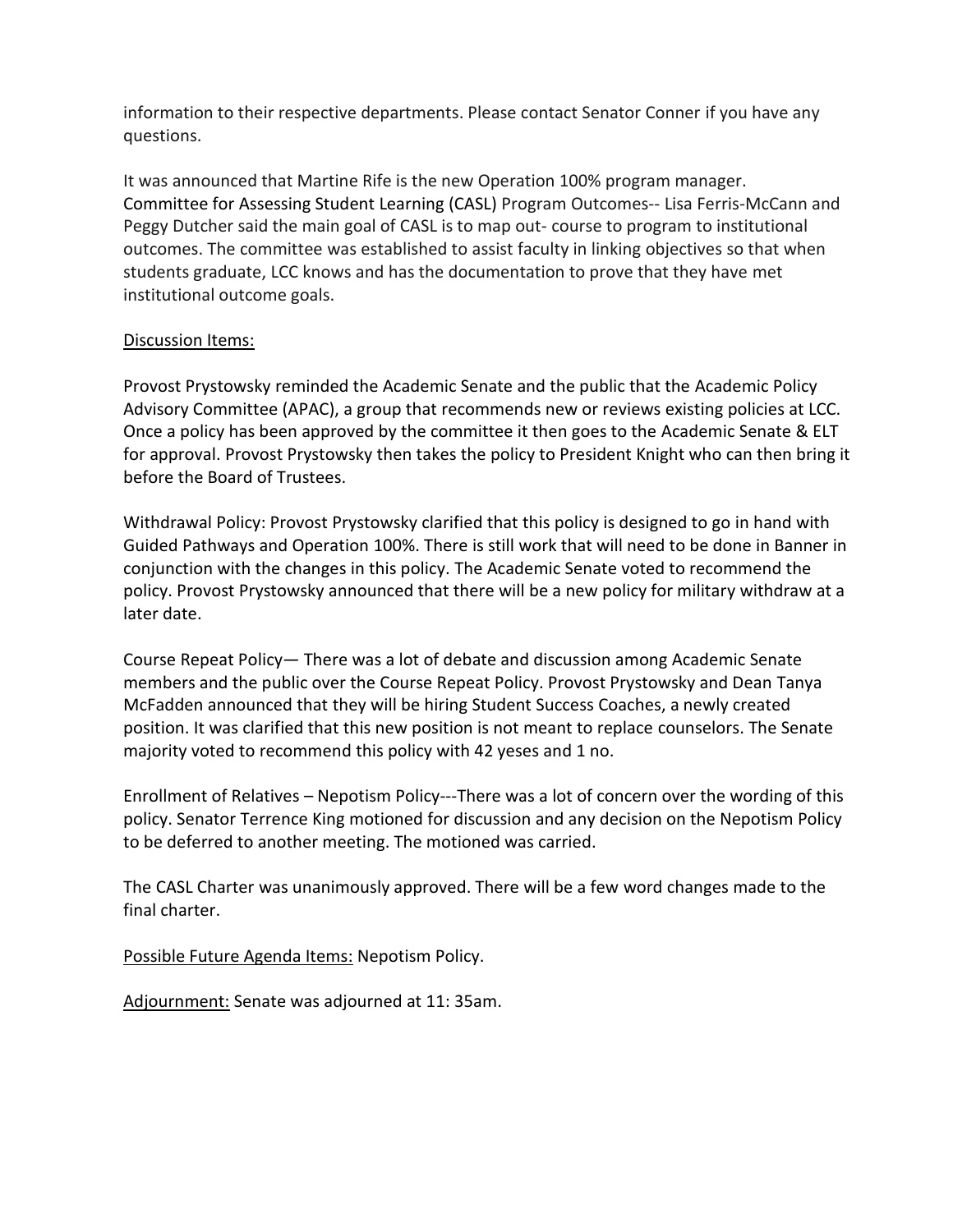information to their respective departments. Please contact Senator Conner if you have any questions.

It was announced that Martine Rife is the new Operation 100% program manager.
Committee for Assessing Student Learning (CASL) Program Outcomes-- Lisa Ferris-McCann and Peggy Dutcher said the main goal of CASL is to map out- course to program to institutional outcomes. The committee was established to assist faculty in linking objectives so that when students graduate, LCC knows and has the documentation to prove that they have met institutional outcome goals.

<u>Discussion Items:</u>

Provost Prystowsky reminded the Academic Senate and the public that the Academic Policy Advisory Committee (APAC), a group that recommends new or reviews existing policies at LCC. Once a policy has been approved by the committee it then goes to the Academic Senate & ELT for approval. Provost Prystowsky then takes the policy to President Knight who can then bring it before the Board of Trustees.

Withdrawal Policy: Provost Prystowsky clarified that this policy is designed to go in hand with Guided Pathways and Operation 100%. There is still work that will need to be done in Banner in conjunction with the changes in this policy. The Academic Senate voted to recommend the policy. Provost Prystowsky announced that there will be a new policy for military withdraw at a later date.

Course Repeat Policy— There was a lot of debate and discussion among Academic Senate members and the public over the Course Repeat Policy. Provost Prystowsky and Dean Tanya McFadden announced that they will be hiring Student Success Coaches, a newly created position. It was clarified that this new position is not meant to replace counselors. The Senate majority voted to recommend this policy with 42 yeses and 1 no.

Enrollment of Relatives – Nepotism Policy---There was a lot of concern over the wording of this policy. Senator Terrence King motioned for discussion and any decision on the Nepotism Policy to be deferred to another meeting. The motioned was carried.

The CASL Charter was unanimously approved. There will be a few word changes made to the final charter.

<u>Possible Future Agenda Items:</u> Nepotism Policy.

<u>Adjournment:</u> Senate was adjourned at 11: 35am.